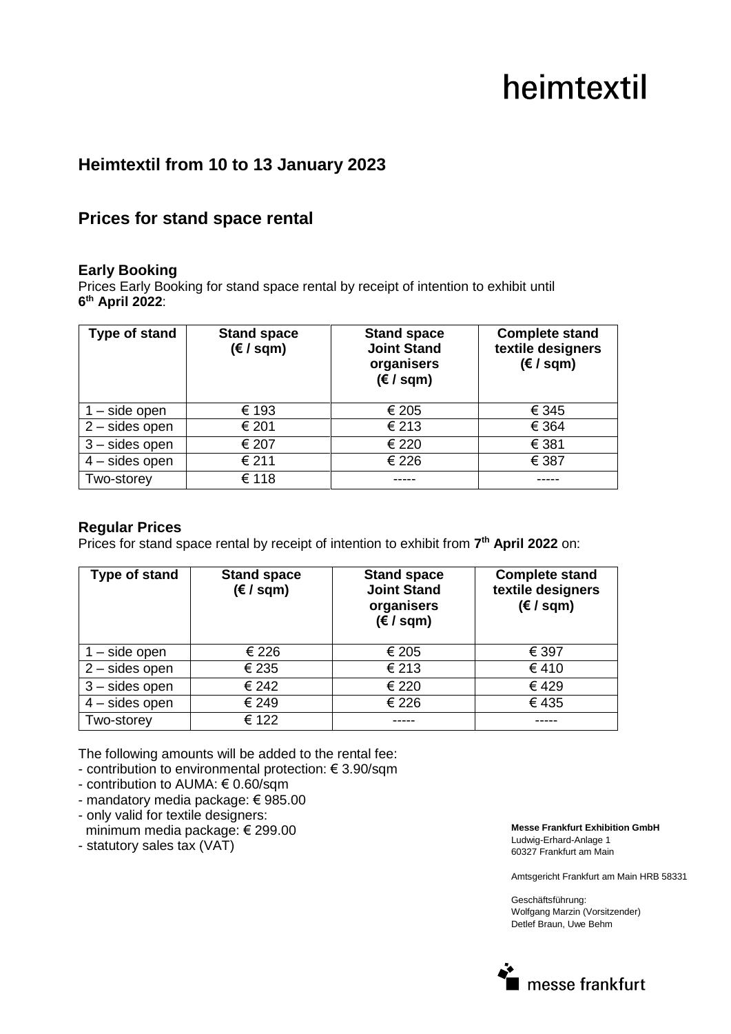heimtextil

## Heimtextil from 10 to 13 January 2023

## Prices for stand space rental

### Early Booking

Prices Early Booking for stand space rental by receipt of intention to exhibit until **6th April 2022**:

| Type of stand | Stand space (€ / sqm) | Stand space Joint Stand organisers (€ / sqm) | Complete stand textile designers (€ / sqm) |
|---|---|---|---|
| 1 – side open | € 193 | € 205 | € 345 |
| 2 – sides open | € 201 | € 213 | € 364 |
| 3 – sides open | € 207 | € 220 | € 381 |
| 4 – sides open | € 211 | € 226 | € 387 |
| Two-storey | € 118 | ----- | ----- |

### Regular Prices

Prices for stand space rental by receipt of intention to exhibit from **7th April 2022** on:

| Type of stand | Stand space (€ / sqm) | Stand space Joint Stand organisers (€ / sqm) | Complete stand textile designers (€ / sqm) |
|---|---|---|---|
| 1 – side open | € 226 | € 205 | € 397 |
| 2 – sides open | € 235 | € 213 | € 410 |
| 3 – sides open | € 242 | € 220 | € 429 |
| 4 – sides open | € 249 | € 226 | € 435 |
| Two-storey | € 122 | ----- | ----- |

The following amounts will be added to the rental fee:
- contribution to environmental protection: € 3.90/sqm
- contribution to AUMA: € 0.60/sqm
- mandatory media package: € 985.00
- only valid for textile designers:
  minimum media package: € 299.00
- statutory sales tax (VAT)

**Messe Frankfurt Exhibition GmbH**
Ludwig-Erhard-Anlage 1
60327 Frankfurt am Main

Amtsgericht Frankfurt am Main HRB 58331

Geschäftsführung:
Wolfgang Marzin (Vorsitzender)
Detlef Braun, Uwe Behm

messe frankfurt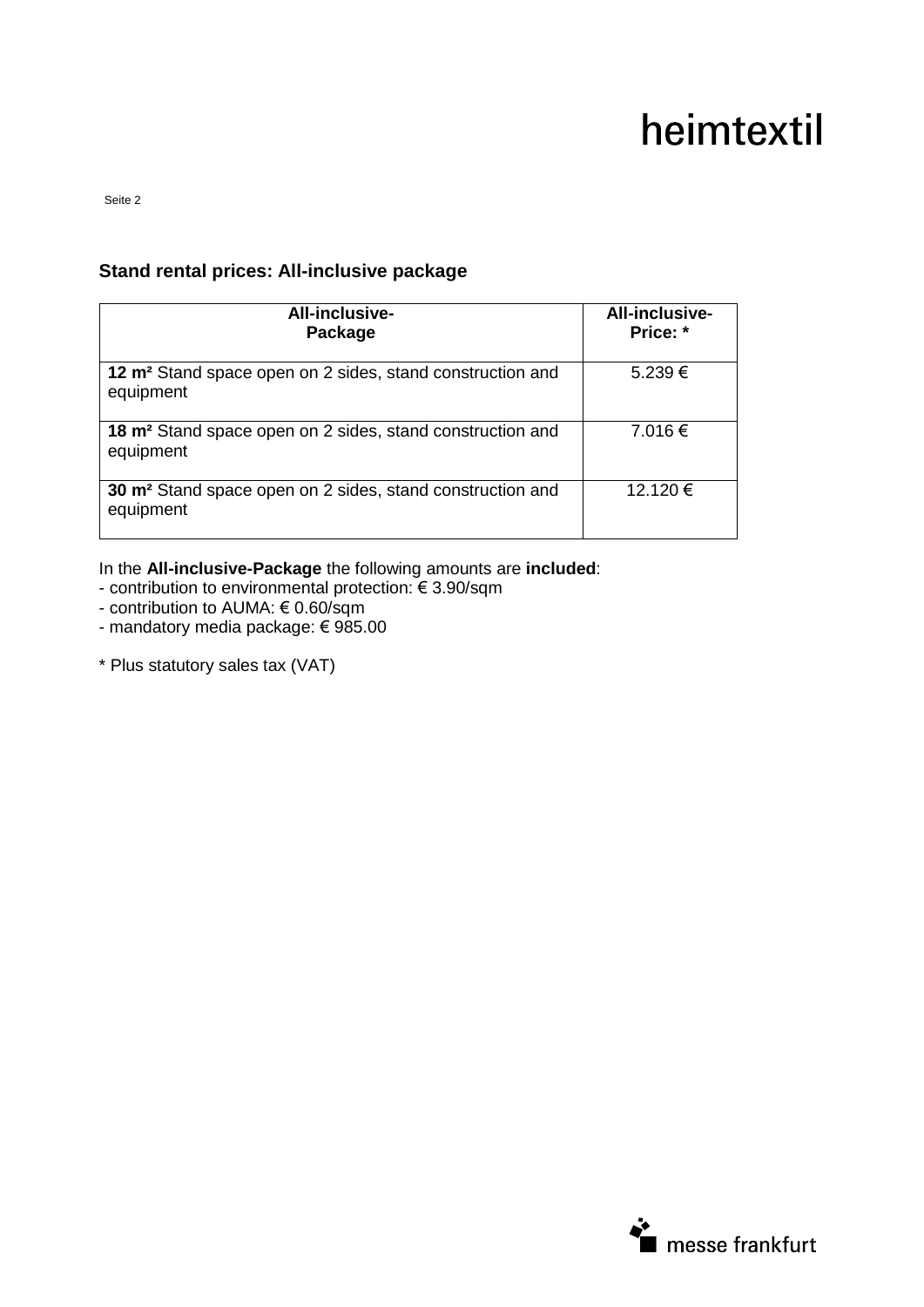## Stand rental prices: All-inclusive package

| All-inclusive-<br>Package | All-inclusive-<br>Price: * |
| --- | --- |
| **12 m²** Stand space open on 2 sides, stand construction and equipment | 5.239 € |
| **18 m²** Stand space open on 2 sides, stand construction and equipment | 7.016 € |
| **30 m²** Stand space open on 2 sides, stand construction and equipment | 12.120 € |

In the **All-inclusive-Package** the following amounts are **included**:

- contribution to environmental protection: € 3.90/sqm
- contribution to AUMA: € 0.60/sqm
- mandatory media package: € 985.00

* Plus statutory sales tax (VAT)